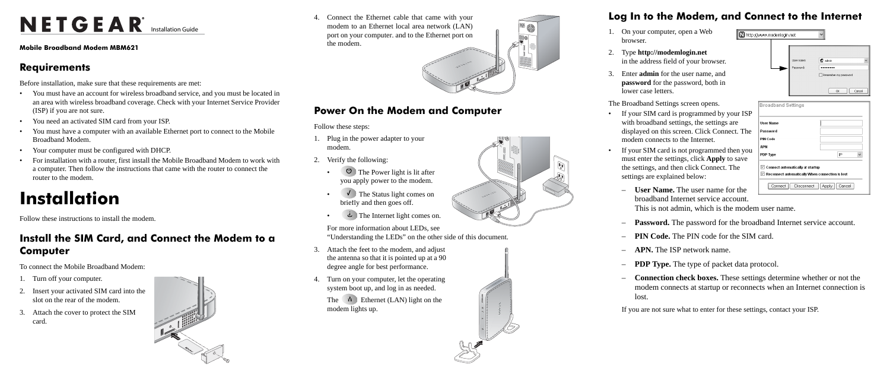# NETGEAR Installation Guide

**Mobile Broadband Modem MBM621**

## Requirements

Before installation, make sure that these requirements are met:

- You must have an account for wireless broadband service, and you must be located in an area with wireless broadband coverage. Check with your Internet Service Provider (ISP) if you are not sure.
- You need an activated SIM card from your ISP.
- You must have a computer with an available Ethernet port to connect to the Mobile Broadband Modem.
- Your computer must be configured with DHCP.
- For installation with a router, first install the Mobile Broadband Modem to work with a computer. Then follow the instructions that came with the router to connect the router to the modem.

# Installation

Follow these instructions to install the modem.

## Install the SIM Card, and Connect the Modem to a Computer

To connect the Mobile Broadband Modem:

1. Turn off your computer.
2. Insert your activated SIM card into the slot on the rear of the modem.
3. Attach the cover to protect the SIM card.
4. Connect the Ethernet cable that came with your modem to an Ethernet local area network (LAN) port on your computer. and to the Ethernet port on the modem.

## Power On the Modem and Computer

Follow these steps:

1. Plug in the power adapter to your modem.
2. Verify the following:
   - The Power light is lit after you apply power to the modem.
   - The Status light comes on briefly and then goes off.
   - The Internet light comes on.

   For more information about LEDs, see "Understanding the LEDs" on the other side of this document.
3. Attach the feet to the modem, and adjust the antenna so that it is pointed up at a 90 degree angle for best performance.
4. Turn on your computer, let the operating system boot up, and log in as needed.

   The Ethernet (LAN) light on the modem lights up.

## Log In to the Modem, and Connect to the Internet

1. On your computer, open a Web browser.
2. Type **http://modemlogin.net** in the address field of your browser.
3. Enter **admin** for the user name, and **password** for the password, both in lower case letters.

The Broadband Settings screen opens.

- If your SIM card is programmed by your ISP with broadband settings, the settings are displayed on this screen. Click Connect. The modem connects to the Internet.
- If your SIM card is not programmed then you must enter the settings, click **Apply** to save the settings, and then click Connect. The settings are explained below:
  - **User Name.** The user name for the broadband Internet service account. This is not admin, which is the modem user name.
  - **Password.** The password for the broadband Internet service account.
  - **PIN Code.** The PIN code for the SIM card.
  - **APN.** The ISP network name.
  - **PDP Type.** The type of packet data protocol.
  - **Connection check boxes.** These settings determine whether or not the modem connects at startup or reconnects when an Internet connection is lost.

If you are not sure what to enter for these settings, contact your ISP.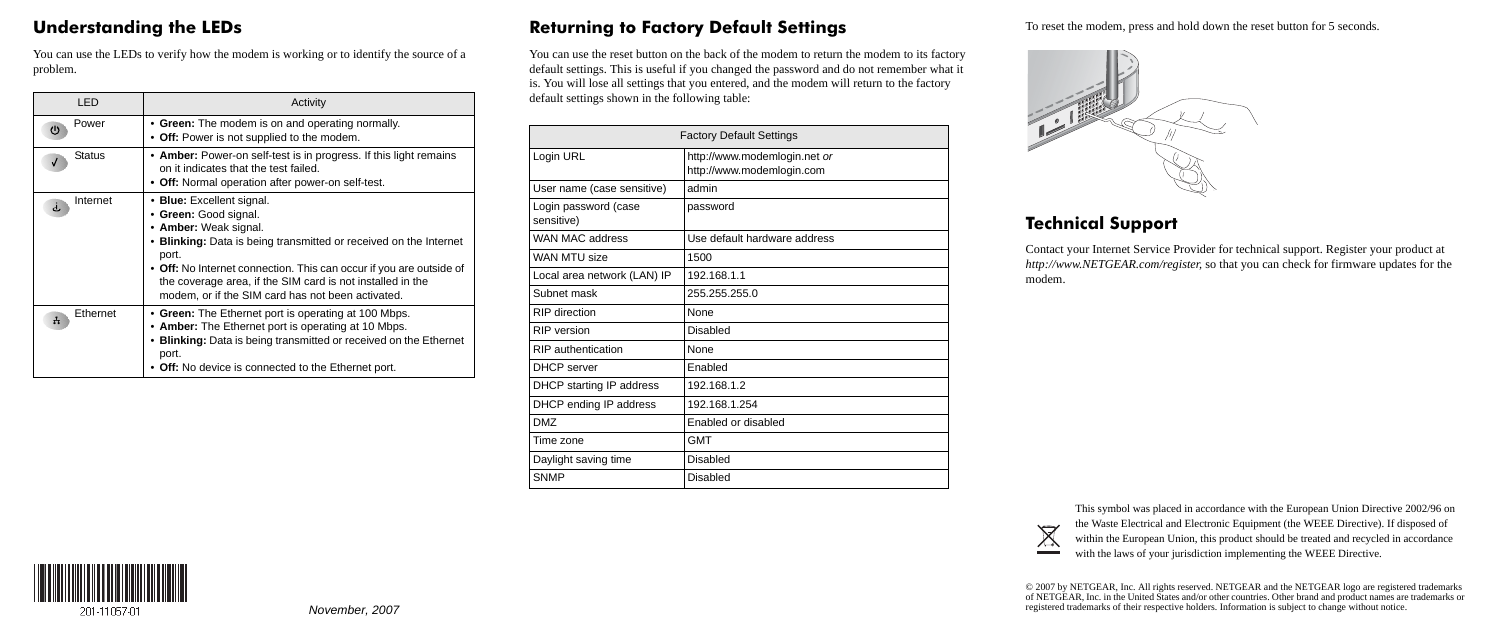## Understanding the LEDs

You can use the LEDs to verify how the modem is working or to identify the source of a problem.

| LED | Activity |
|---|---|
| Power | • **Green:** The modem is on and operating normally.<br>• **Off:** Power is not supplied to the modem. |
| Status | • **Amber:** Power-on self-test is in progress. If this light remains on it indicates that the test failed.<br>• **Off:** Normal operation after power-on self-test. |
| Internet | • **Blue:** Excellent signal.<br>• **Green:** Good signal.<br>• **Amber:** Weak signal.<br>• **Blinking:** Data is being transmitted or received on the Internet port.<br>• **Off:** No Internet connection. This can occur if you are outside of the coverage area, if the SIM card is not installed in the modem, or if the SIM card has not been activated. |
| Ethernet | • **Green:** The Ethernet port is operating at 100 Mbps.<br>• **Amber:** The Ethernet port is operating at 10 Mbps.<br>• **Blinking:** Data is being transmitted or received on the Ethernet port.<br>• **Off:** No device is connected to the Ethernet port. |

## Returning to Factory Default Settings

You can use the reset button on the back of the modem to return the modem to its factory default settings. This is useful if you changed the password and do not remember what it is. You will lose all settings that you entered, and the modem will return to the factory default settings shown in the following table:

| Factory Default Settings | |
|---|---|
| Login URL | http://www.modemlogin.net *or* http://www.modemlogin.com |
| User name (case sensitive) | admin |
| Login password (case sensitive) | password |
| WAN MAC address | Use default hardware address |
| WAN MTU size | 1500 |
| Local area network (LAN) IP | 192.168.1.1 |
| Subnet mask | 255.255.255.0 |
| RIP direction | None |
| RIP version | Disabled |
| RIP authentication | None |
| DHCP server | Enabled |
| DHCP starting IP address | 192.168.1.2 |
| DHCP ending IP address | 192.168.1.254 |
| DMZ | Enabled or disabled |
| Time zone | GMT |
| Daylight saving time | Disabled |
| SNMP | Disabled |

To reset the modem, press and hold down the reset button for 5 seconds.

## Technical Support

Contact your Internet Service Provider for technical support. Register your product at *http://www.NETGEAR.com/register,* so that you can check for firmware updates for the modem.

This symbol was placed in accordance with the European Union Directive 2002/96 on the Waste Electrical and Electronic Equipment (the WEEE Directive). If disposed of within the European Union, this product should be treated and recycled in accordance with the laws of your jurisdiction implementing the WEEE Directive.

© 2007 by NETGEAR, Inc. All rights reserved. NETGEAR and the NETGEAR logo are registered trademarks of NETGEAR, Inc. in the United States and/or other countries. Other brand and product names are trademarks or registered trademarks of their respective holders. Information is subject to change without notice.

201-11057-01

*November, 2007*